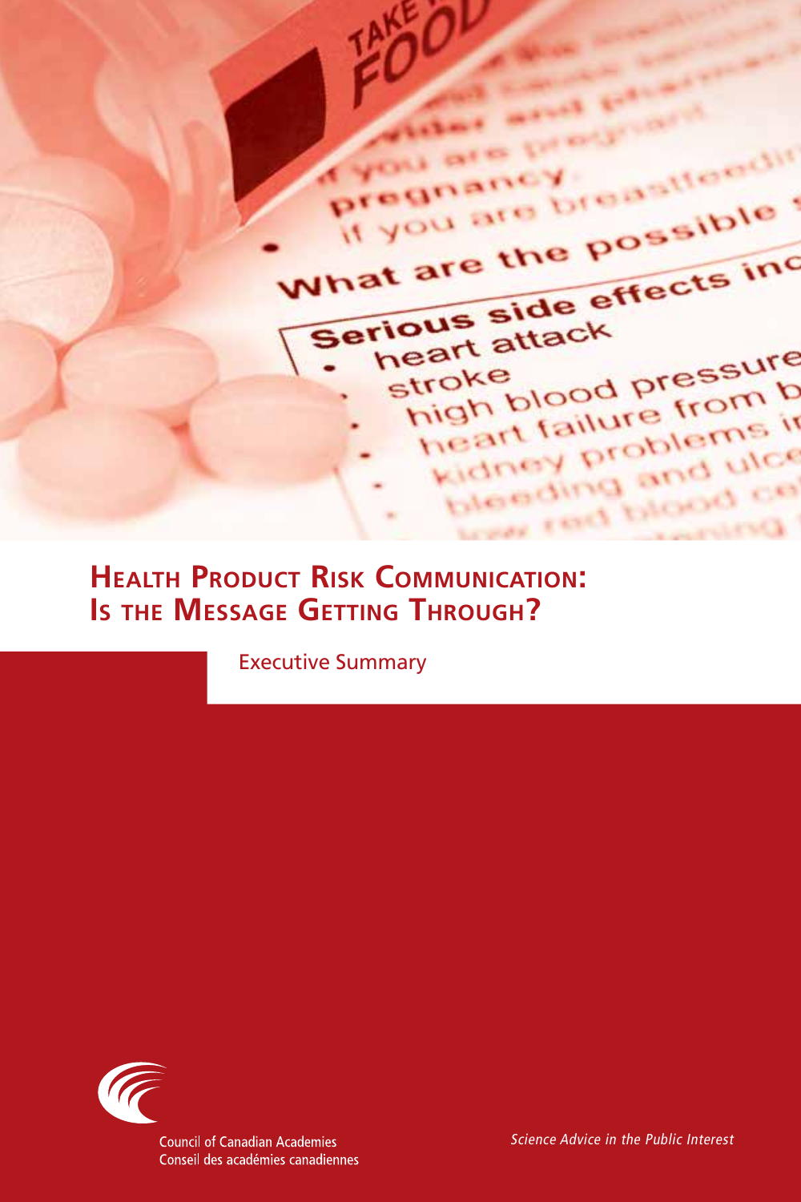# Health Product Risk Communication: Is the Message Getting Through?

Executive Summary

Council of Canadian Academies
Conseil des académies canadiennes

*Science Advice in the Public Interest*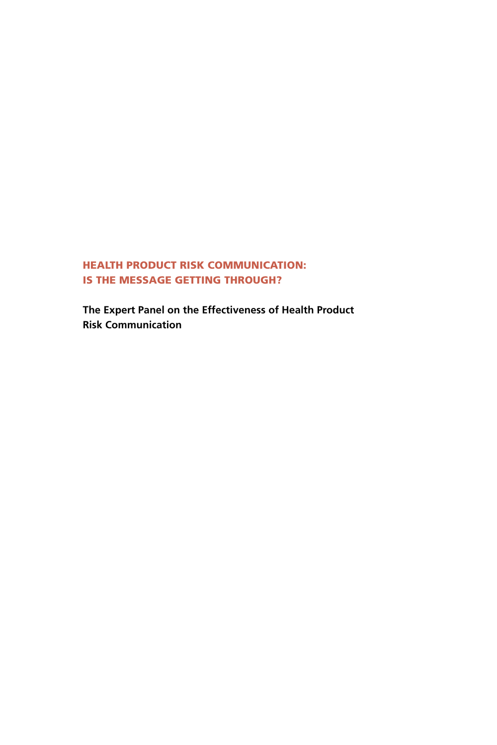# HEALTH PRODUCT RISK COMMUNICATION: IS THE MESSAGE GETTING THROUGH?

**The Expert Panel on the Effectiveness of Health Product Risk Communication**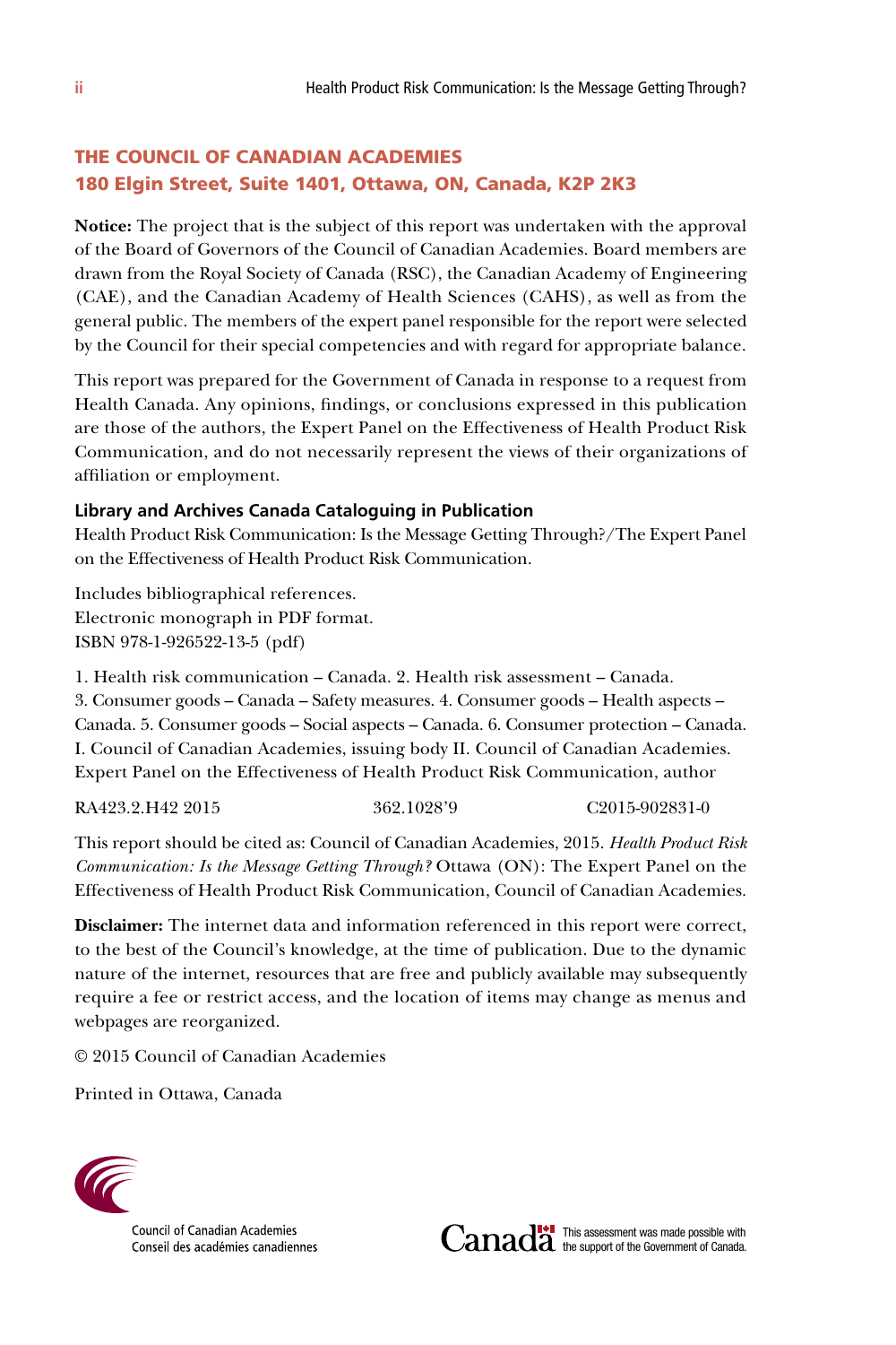## THE COUNCIL OF CANADIAN ACADEMIES
## 180 Elgin Street, Suite 1401, Ottawa, ON, Canada, K2P 2K3

**Notice:** The project that is the subject of this report was undertaken with the approval of the Board of Governors of the Council of Canadian Academies. Board members are drawn from the Royal Society of Canada (RSC), the Canadian Academy of Engineering (CAE), and the Canadian Academy of Health Sciences (CAHS), as well as from the general public. The members of the expert panel responsible for the report were selected by the Council for their special competencies and with regard for appropriate balance.

This report was prepared for the Government of Canada in response to a request from Health Canada. Any opinions, findings, or conclusions expressed in this publication are those of the authors, the Expert Panel on the Effectiveness of Health Product Risk Communication, and do not necessarily represent the views of their organizations of affiliation or employment.

**Library and Archives Canada Cataloguing in Publication**

Health Product Risk Communication: Is the Message Getting Through?/The Expert Panel on the Effectiveness of Health Product Risk Communication.

Includes bibliographical references.
Electronic monograph in PDF format.
ISBN 978-1-926522-13-5 (pdf)

1. Health risk communication – Canada. 2. Health risk assessment – Canada. 3. Consumer goods – Canada – Safety measures. 4. Consumer goods – Health aspects – Canada. 5. Consumer goods – Social aspects – Canada. 6. Consumer protection – Canada. I. Council of Canadian Academies, issuing body II. Council of Canadian Academies. Expert Panel on the Effectiveness of Health Product Risk Communication, author

RA423.2.H42 2015　　　362.1028'9　　　C2015-902831-0

This report should be cited as: Council of Canadian Academies, 2015. *Health Product Risk Communication: Is the Message Getting Through?* Ottawa (ON): The Expert Panel on the Effectiveness of Health Product Risk Communication, Council of Canadian Academies.

**Disclaimer:** The internet data and information referenced in this report were correct, to the best of the Council's knowledge, at the time of publication. Due to the dynamic nature of the internet, resources that are free and publicly available may subsequently require a fee or restrict access, and the location of items may change as menus and webpages are reorganized.

© 2015 Council of Canadian Academies

Printed in Ottawa, Canada

Council of Canadian Academies
Conseil des académies canadiennes

Canada — This assessment was made possible with the support of the Government of Canada.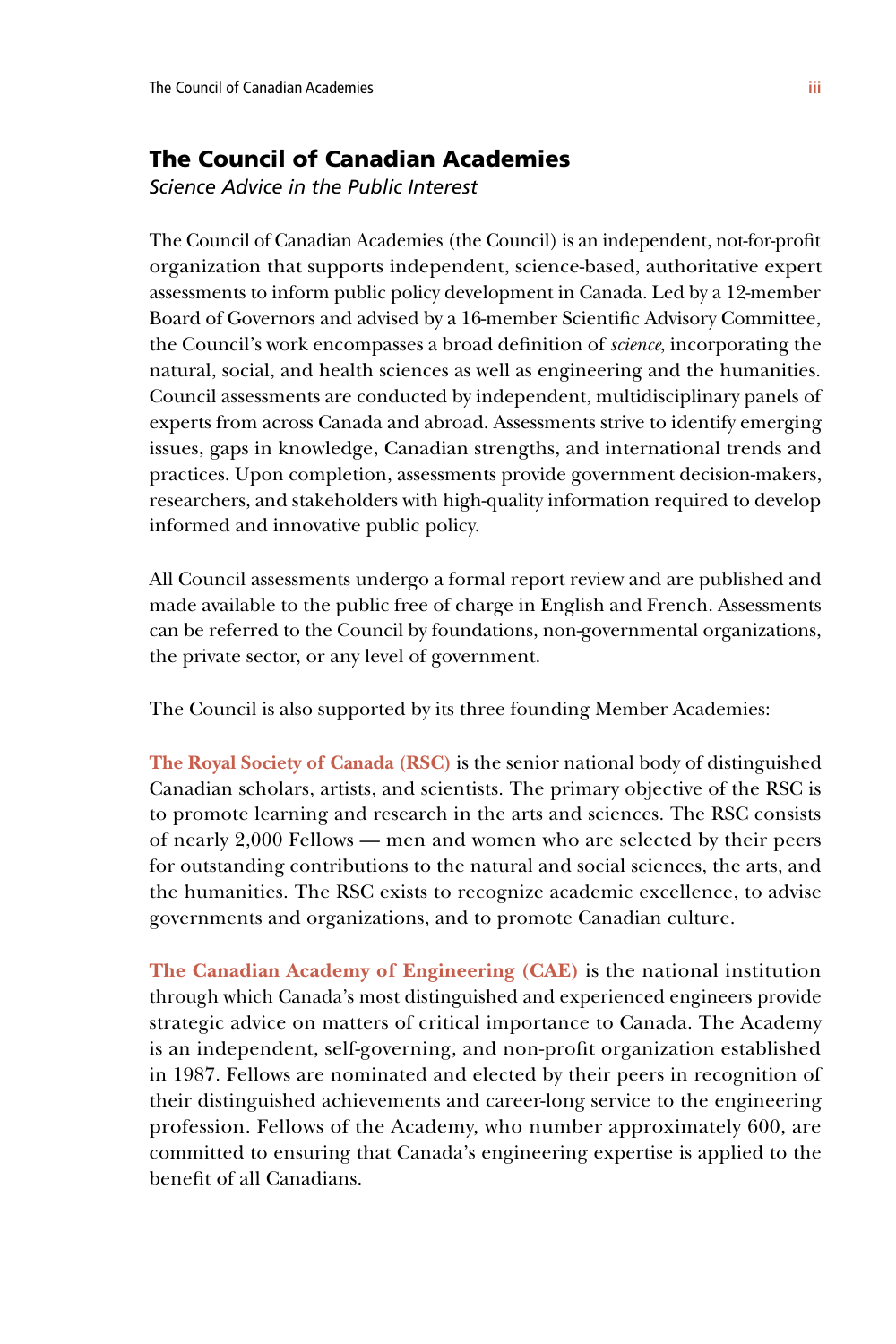## The Council of Canadian Academies

*Science Advice in the Public Interest*

The Council of Canadian Academies (the Council) is an independent, not-for-profit organization that supports independent, science-based, authoritative expert assessments to inform public policy development in Canada. Led by a 12-member Board of Governors and advised by a 16-member Scientific Advisory Committee, the Council's work encompasses a broad definition of *science*, incorporating the natural, social, and health sciences as well as engineering and the humanities. Council assessments are conducted by independent, multidisciplinary panels of experts from across Canada and abroad. Assessments strive to identify emerging issues, gaps in knowledge, Canadian strengths, and international trends and practices. Upon completion, assessments provide government decision-makers, researchers, and stakeholders with high-quality information required to develop informed and innovative public policy.

All Council assessments undergo a formal report review and are published and made available to the public free of charge in English and French. Assessments can be referred to the Council by foundations, non-governmental organizations, the private sector, or any level of government.

The Council is also supported by its three founding Member Academies:

**The Royal Society of Canada (RSC)** is the senior national body of distinguished Canadian scholars, artists, and scientists. The primary objective of the RSC is to promote learning and research in the arts and sciences. The RSC consists of nearly 2,000 Fellows — men and women who are selected by their peers for outstanding contributions to the natural and social sciences, the arts, and the humanities. The RSC exists to recognize academic excellence, to advise governments and organizations, and to promote Canadian culture.

**The Canadian Academy of Engineering (CAE)** is the national institution through which Canada's most distinguished and experienced engineers provide strategic advice on matters of critical importance to Canada. The Academy is an independent, self-governing, and non-profit organization established in 1987. Fellows are nominated and elected by their peers in recognition of their distinguished achievements and career-long service to the engineering profession. Fellows of the Academy, who number approximately 600, are committed to ensuring that Canada's engineering expertise is applied to the benefit of all Canadians.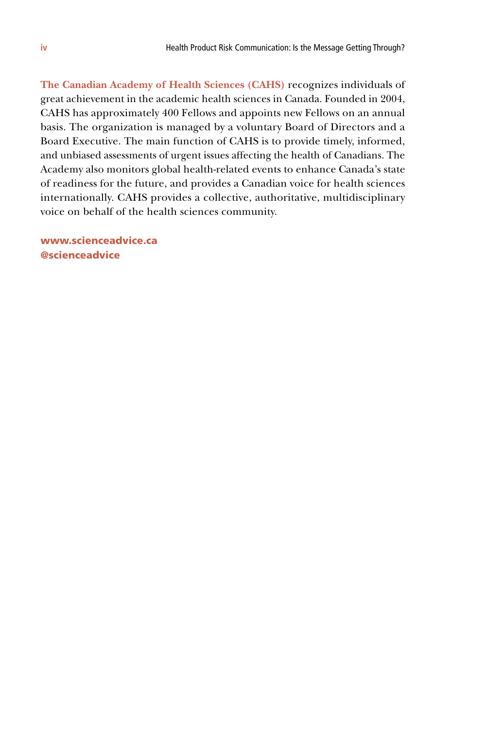**The Canadian Academy of Health Sciences (CAHS)** recognizes individuals of great achievement in the academic health sciences in Canada. Founded in 2004, CAHS has approximately 400 Fellows and appoints new Fellows on an annual basis. The organization is managed by a voluntary Board of Directors and a Board Executive. The main function of CAHS is to provide timely, informed, and unbiased assessments of urgent issues affecting the health of Canadians. The Academy also monitors global health-related events to enhance Canada's state of readiness for the future, and provides a Canadian voice for health sciences internationally. CAHS provides a collective, authoritative, multidisciplinary voice on behalf of the health sciences community.

**www.scienceadvice.ca**
**@scienceadvice**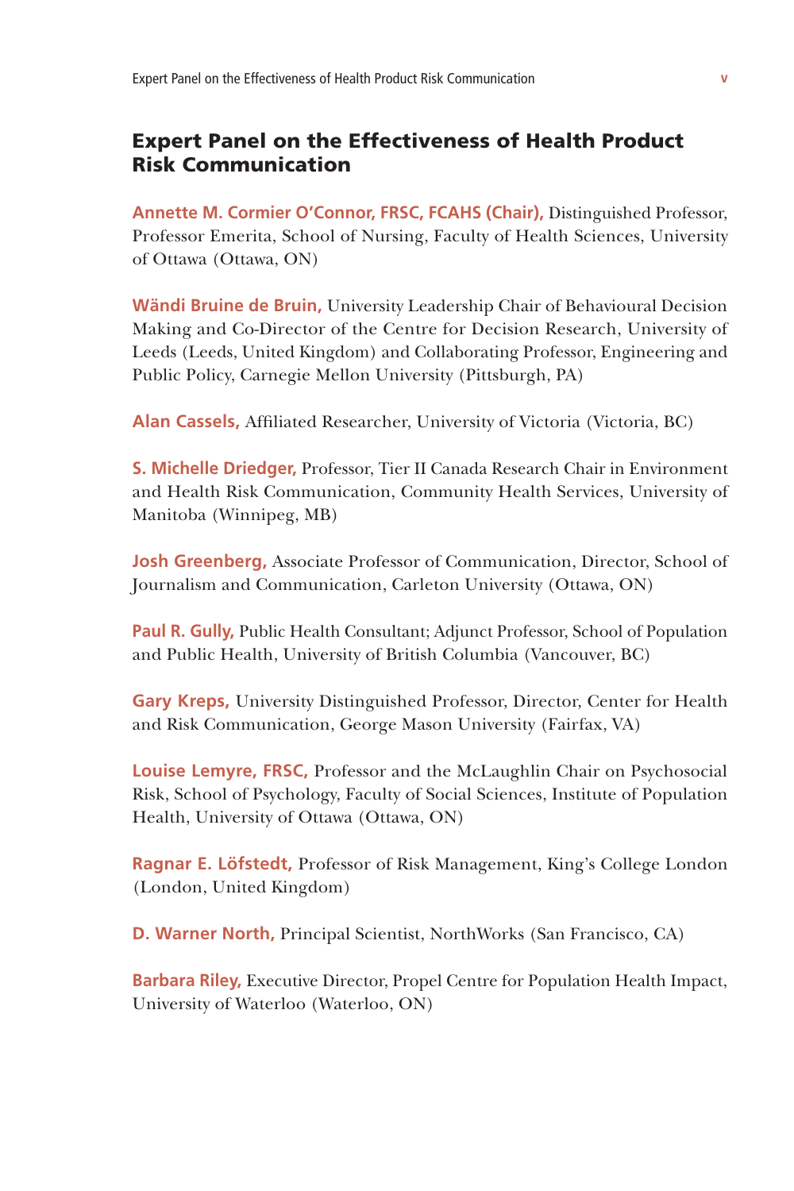## Expert Panel on the Effectiveness of Health Product Risk Communication

**Annette M. Cormier O'Connor, FRSC, FCAHS (Chair),** Distinguished Professor, Professor Emerita, School of Nursing, Faculty of Health Sciences, University of Ottawa (Ottawa, ON)

**Wändi Bruine de Bruin,** University Leadership Chair of Behavioural Decision Making and Co-Director of the Centre for Decision Research, University of Leeds (Leeds, United Kingdom) and Collaborating Professor, Engineering and Public Policy, Carnegie Mellon University (Pittsburgh, PA)

**Alan Cassels,** Affiliated Researcher, University of Victoria (Victoria, BC)

**S. Michelle Driedger,** Professor, Tier II Canada Research Chair in Environment and Health Risk Communication, Community Health Services, University of Manitoba (Winnipeg, MB)

**Josh Greenberg,** Associate Professor of Communication, Director, School of Journalism and Communication, Carleton University (Ottawa, ON)

**Paul R. Gully,** Public Health Consultant; Adjunct Professor, School of Population and Public Health, University of British Columbia (Vancouver, BC)

**Gary Kreps,** University Distinguished Professor, Director, Center for Health and Risk Communication, George Mason University (Fairfax, VA)

**Louise Lemyre, FRSC,** Professor and the McLaughlin Chair on Psychosocial Risk, School of Psychology, Faculty of Social Sciences, Institute of Population Health, University of Ottawa (Ottawa, ON)

**Ragnar E. Löfstedt,** Professor of Risk Management, King's College London (London, United Kingdom)

**D. Warner North,** Principal Scientist, NorthWorks (San Francisco, CA)

**Barbara Riley,** Executive Director, Propel Centre for Population Health Impact, University of Waterloo (Waterloo, ON)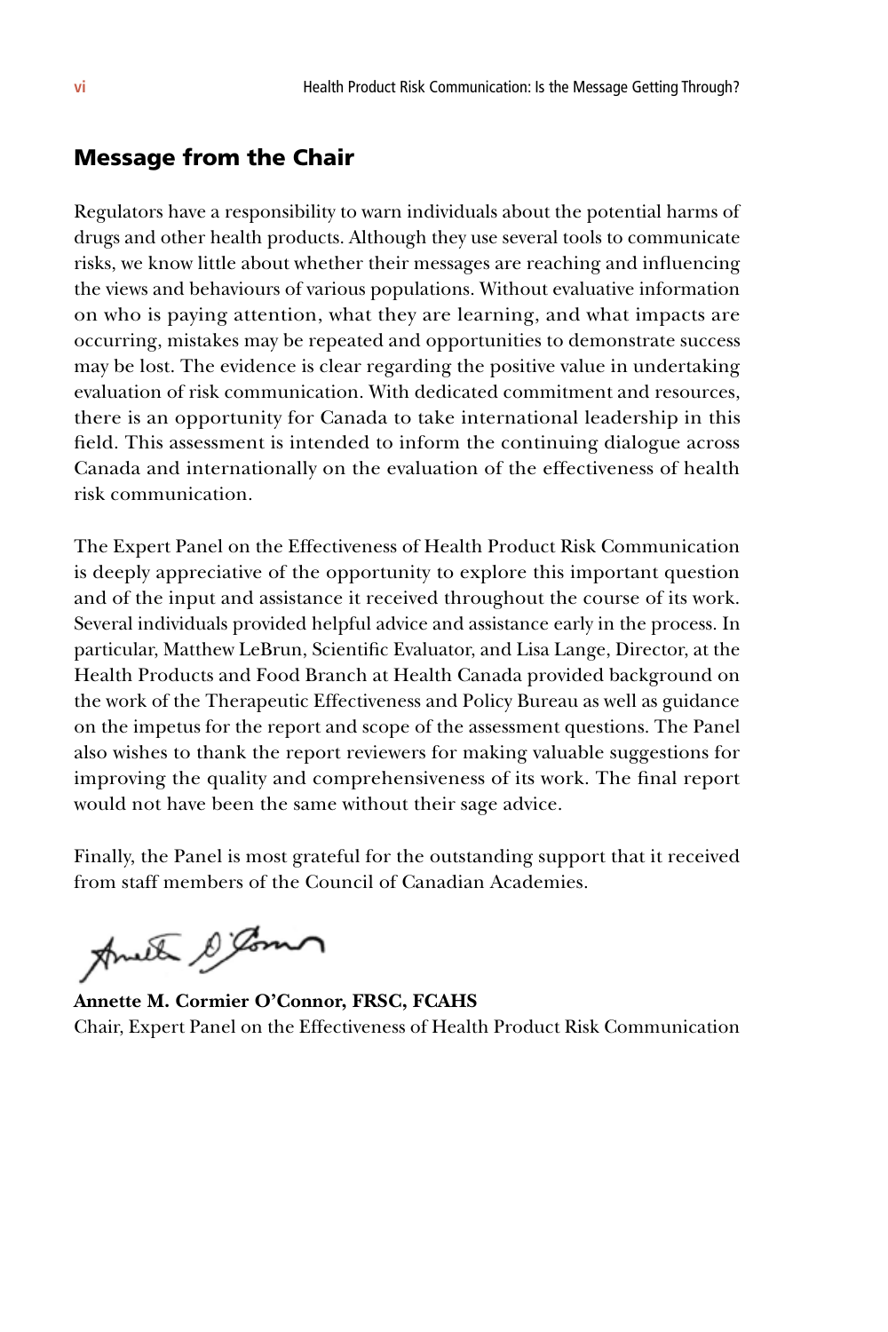## Message from the Chair

Regulators have a responsibility to warn individuals about the potential harms of drugs and other health products. Although they use several tools to communicate risks, we know little about whether their messages are reaching and influencing the views and behaviours of various populations. Without evaluative information on who is paying attention, what they are learning, and what impacts are occurring, mistakes may be repeated and opportunities to demonstrate success may be lost. The evidence is clear regarding the positive value in undertaking evaluation of risk communication. With dedicated commitment and resources, there is an opportunity for Canada to take international leadership in this field. This assessment is intended to inform the continuing dialogue across Canada and internationally on the evaluation of the effectiveness of health risk communication.

The Expert Panel on the Effectiveness of Health Product Risk Communication is deeply appreciative of the opportunity to explore this important question and of the input and assistance it received throughout the course of its work. Several individuals provided helpful advice and assistance early in the process. In particular, Matthew LeBrun, Scientific Evaluator, and Lisa Lange, Director, at the Health Products and Food Branch at Health Canada provided background on the work of the Therapeutic Effectiveness and Policy Bureau as well as guidance on the impetus for the report and scope of the assessment questions. The Panel also wishes to thank the report reviewers for making valuable suggestions for improving the quality and comprehensiveness of its work. The final report would not have been the same without their sage advice.

Finally, the Panel is most grateful for the outstanding support that it received from staff members of the Council of Canadian Academies.

**Annette M. Cormier O'Connor, FRSC, FCAHS**
Chair, Expert Panel on the Effectiveness of Health Product Risk Communication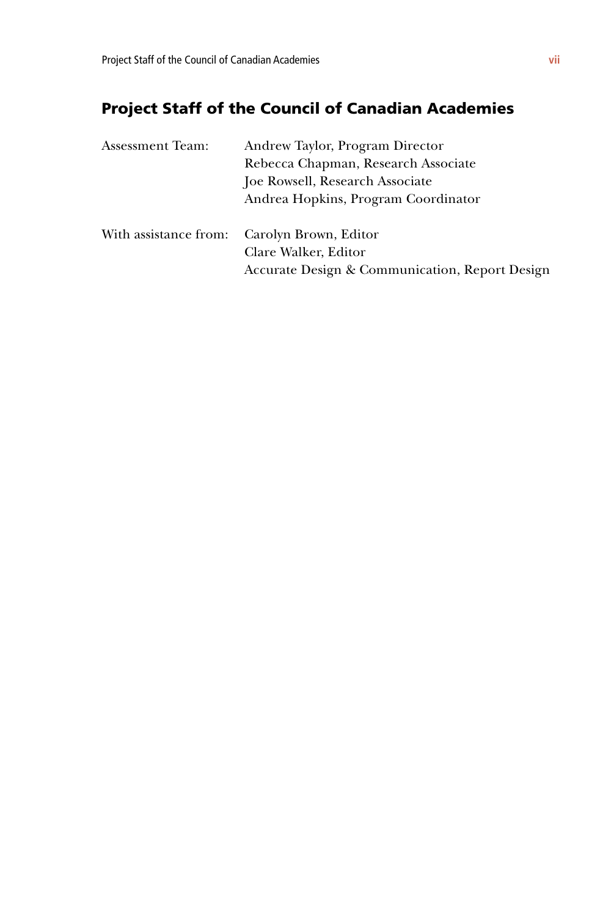## Project Staff of the Council of Canadian Academies

| | |
|---|---|
| Assessment Team: | Andrew Taylor, Program Director |
| | Rebecca Chapman, Research Associate |
| | Joe Rowsell, Research Associate |
| | Andrea Hopkins, Program Coordinator |
| With assistance from: | Carolyn Brown, Editor |
| | Clare Walker, Editor |
| | Accurate Design & Communication, Report Design |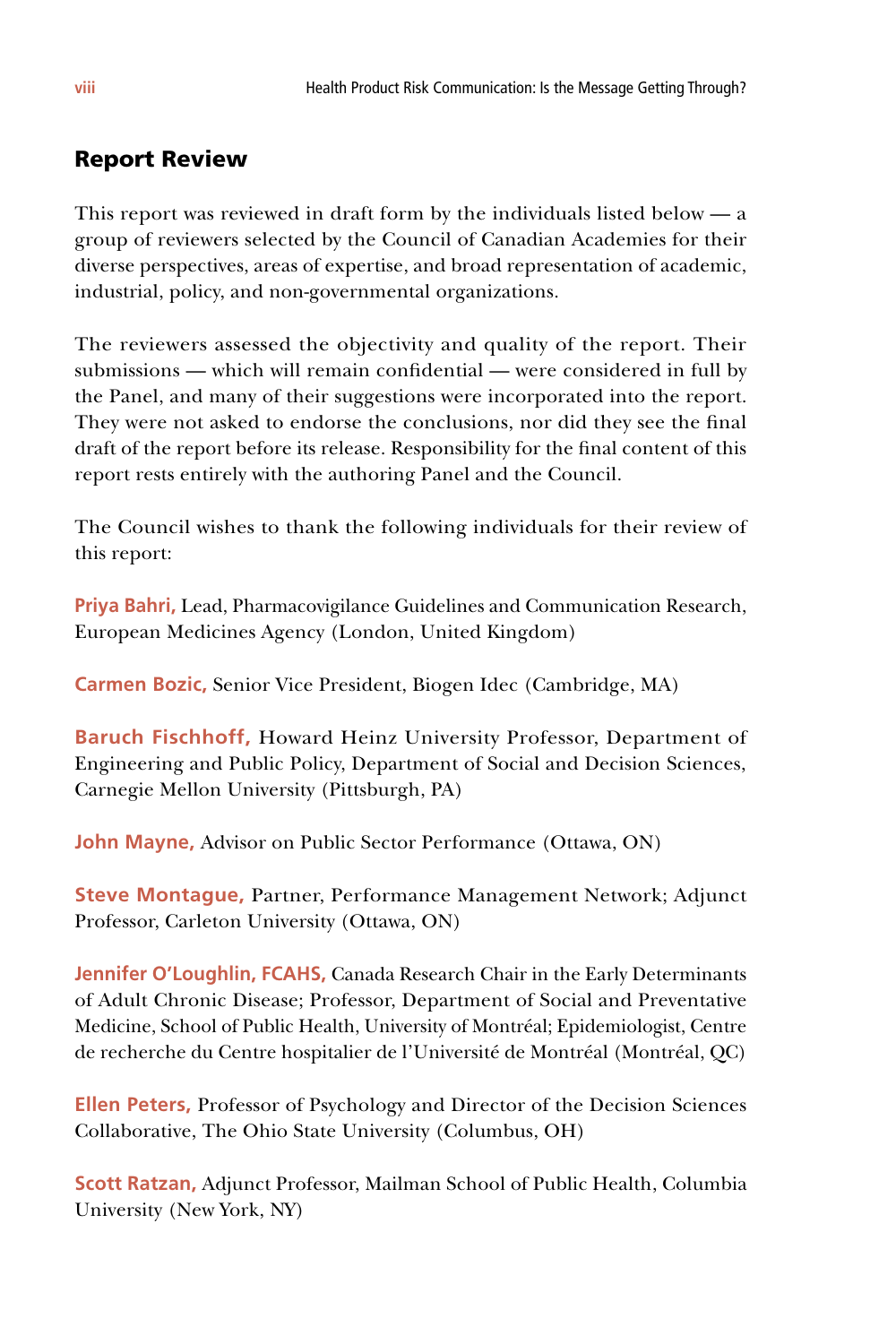## Report Review

This report was reviewed in draft form by the individuals listed below — a group of reviewers selected by the Council of Canadian Academies for their diverse perspectives, areas of expertise, and broad representation of academic, industrial, policy, and non-governmental organizations.

The reviewers assessed the objectivity and quality of the report. Their submissions — which will remain confidential — were considered in full by the Panel, and many of their suggestions were incorporated into the report. They were not asked to endorse the conclusions, nor did they see the final draft of the report before its release. Responsibility for the final content of this report rests entirely with the authoring Panel and the Council.

The Council wishes to thank the following individuals for their review of this report:

**Priya Bahri,** Lead, Pharmacovigilance Guidelines and Communication Research, European Medicines Agency (London, United Kingdom)

**Carmen Bozic,** Senior Vice President, Biogen Idec (Cambridge, MA)

**Baruch Fischhoff,** Howard Heinz University Professor, Department of Engineering and Public Policy, Department of Social and Decision Sciences, Carnegie Mellon University (Pittsburgh, PA)

**John Mayne,** Advisor on Public Sector Performance (Ottawa, ON)

**Steve Montague,** Partner, Performance Management Network; Adjunct Professor, Carleton University (Ottawa, ON)

**Jennifer O'Loughlin, FCAHS,** Canada Research Chair in the Early Determinants of Adult Chronic Disease; Professor, Department of Social and Preventative Medicine, School of Public Health, University of Montréal; Epidemiologist, Centre de recherche du Centre hospitalier de l'Université de Montréal (Montréal, QC)

**Ellen Peters,** Professor of Psychology and Director of the Decision Sciences Collaborative, The Ohio State University (Columbus, OH)

**Scott Ratzan,** Adjunct Professor, Mailman School of Public Health, Columbia University (New York, NY)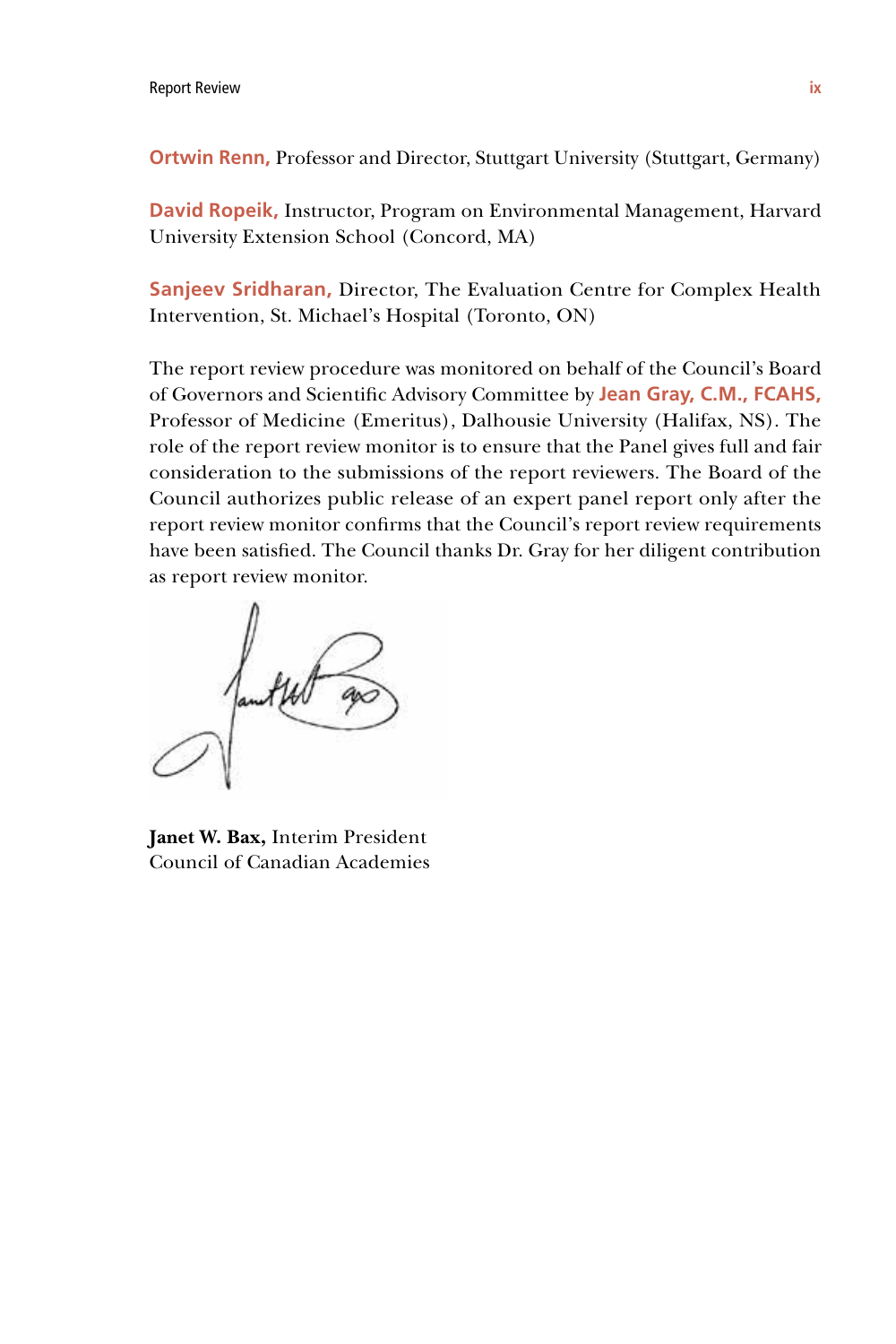**Ortwin Renn,** Professor and Director, Stuttgart University (Stuttgart, Germany)

**David Ropeik,** Instructor, Program on Environmental Management, Harvard University Extension School (Concord, MA)

**Sanjeev Sridharan,** Director, The Evaluation Centre for Complex Health Intervention, St. Michael's Hospital (Toronto, ON)

The report review procedure was monitored on behalf of the Council's Board of Governors and Scientific Advisory Committee by **Jean Gray, C.M., FCAHS,** Professor of Medicine (Emeritus), Dalhousie University (Halifax, NS). The role of the report review monitor is to ensure that the Panel gives full and fair consideration to the submissions of the report reviewers. The Board of the Council authorizes public release of an expert panel report only after the report review monitor confirms that the Council's report review requirements have been satisfied. The Council thanks Dr. Gray for her diligent contribution as report review monitor.

**Janet W. Bax,** Interim President
Council of Canadian Academies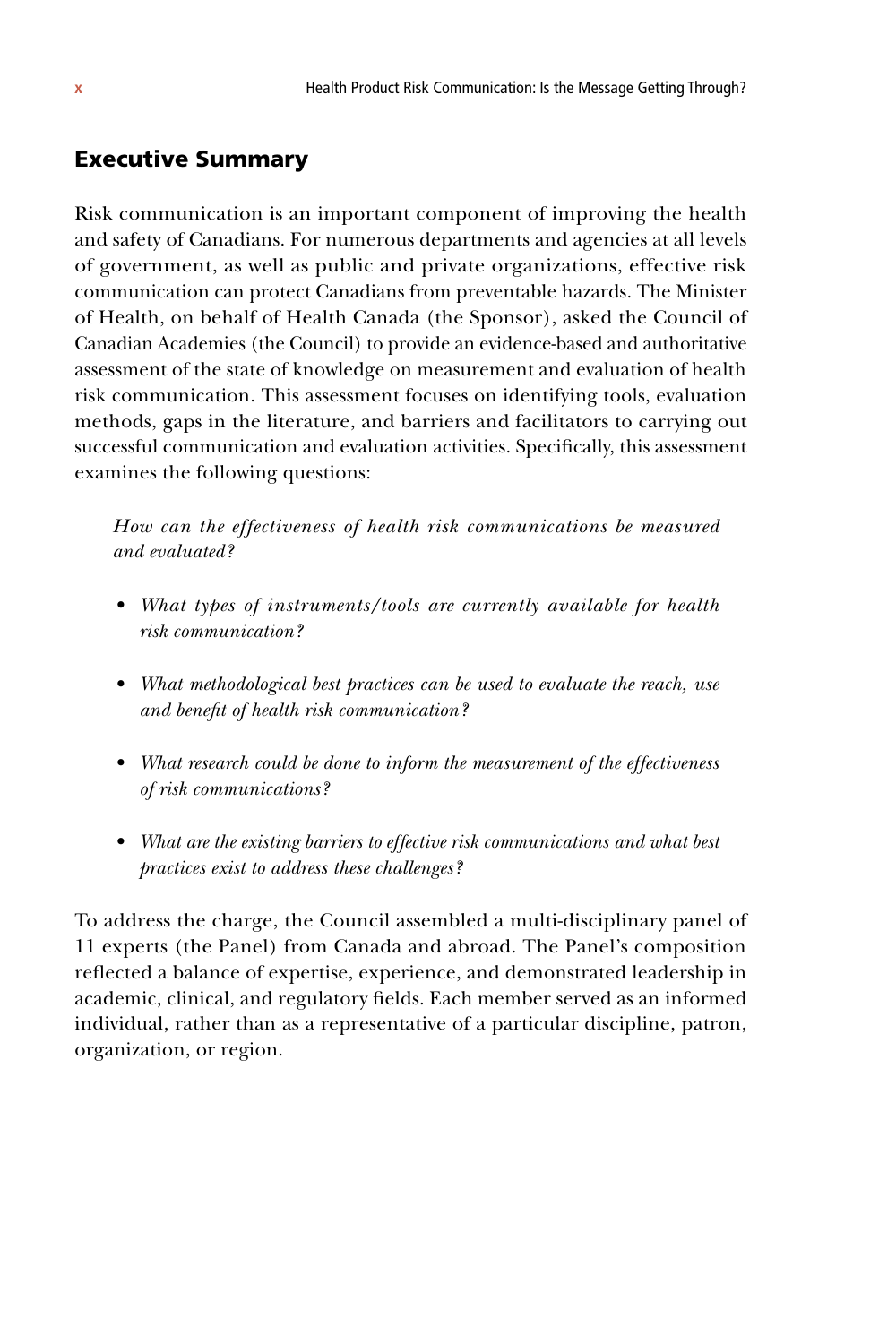## Executive Summary

Risk communication is an important component of improving the health and safety of Canadians. For numerous departments and agencies at all levels of government, as well as public and private organizations, effective risk communication can protect Canadians from preventable hazards. The Minister of Health, on behalf of Health Canada (the Sponsor), asked the Council of Canadian Academies (the Council) to provide an evidence-based and authoritative assessment of the state of knowledge on measurement and evaluation of health risk communication. This assessment focuses on identifying tools, evaluation methods, gaps in the literature, and barriers and facilitators to carrying out successful communication and evaluation activities. Specifically, this assessment examines the following questions:

*How can the effectiveness of health risk communications be measured and evaluated?*

- *What types of instruments/tools are currently available for health risk communication?*
- *What methodological best practices can be used to evaluate the reach, use and benefit of health risk communication?*
- *What research could be done to inform the measurement of the effectiveness of risk communications?*
- *What are the existing barriers to effective risk communications and what best practices exist to address these challenges?*

To address the charge, the Council assembled a multi-disciplinary panel of 11 experts (the Panel) from Canada and abroad. The Panel's composition reflected a balance of expertise, experience, and demonstrated leadership in academic, clinical, and regulatory fields. Each member served as an informed individual, rather than as a representative of a particular discipline, patron, organization, or region.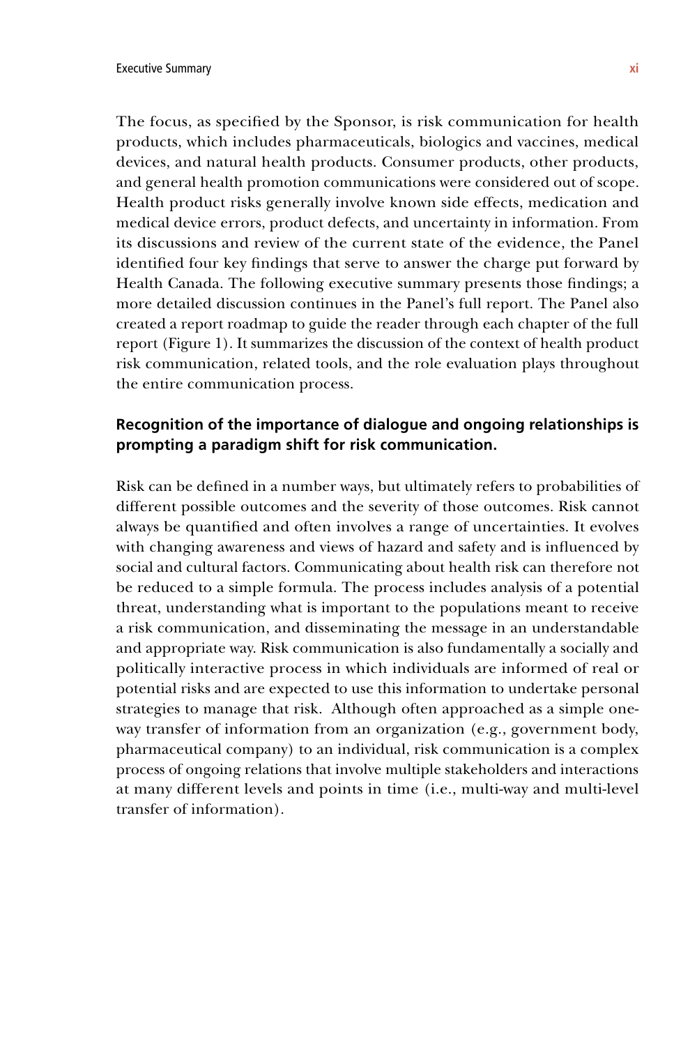The focus, as specified by the Sponsor, is risk communication for health products, which includes pharmaceuticals, biologics and vaccines, medical devices, and natural health products. Consumer products, other products, and general health promotion communications were considered out of scope. Health product risks generally involve known side effects, medication and medical device errors, product defects, and uncertainty in information. From its discussions and review of the current state of the evidence, the Panel identified four key findings that serve to answer the charge put forward by Health Canada. The following executive summary presents those findings; a more detailed discussion continues in the Panel's full report. The Panel also created a report roadmap to guide the reader through each chapter of the full report (Figure 1). It summarizes the discussion of the context of health product risk communication, related tools, and the role evaluation plays throughout the entire communication process.

### Recognition of the importance of dialogue and ongoing relationships is prompting a paradigm shift for risk communication.

Risk can be defined in a number ways, but ultimately refers to probabilities of different possible outcomes and the severity of those outcomes. Risk cannot always be quantified and often involves a range of uncertainties. It evolves with changing awareness and views of hazard and safety and is influenced by social and cultural factors. Communicating about health risk can therefore not be reduced to a simple formula. The process includes analysis of a potential threat, understanding what is important to the populations meant to receive a risk communication, and disseminating the message in an understandable and appropriate way. Risk communication is also fundamentally a socially and politically interactive process in which individuals are informed of real or potential risks and are expected to use this information to undertake personal strategies to manage that risk. Although often approached as a simple one-way transfer of information from an organization (e.g., government body, pharmaceutical company) to an individual, risk communication is a complex process of ongoing relations that involve multiple stakeholders and interactions at many different levels and points in time (i.e., multi-way and multi-level transfer of information).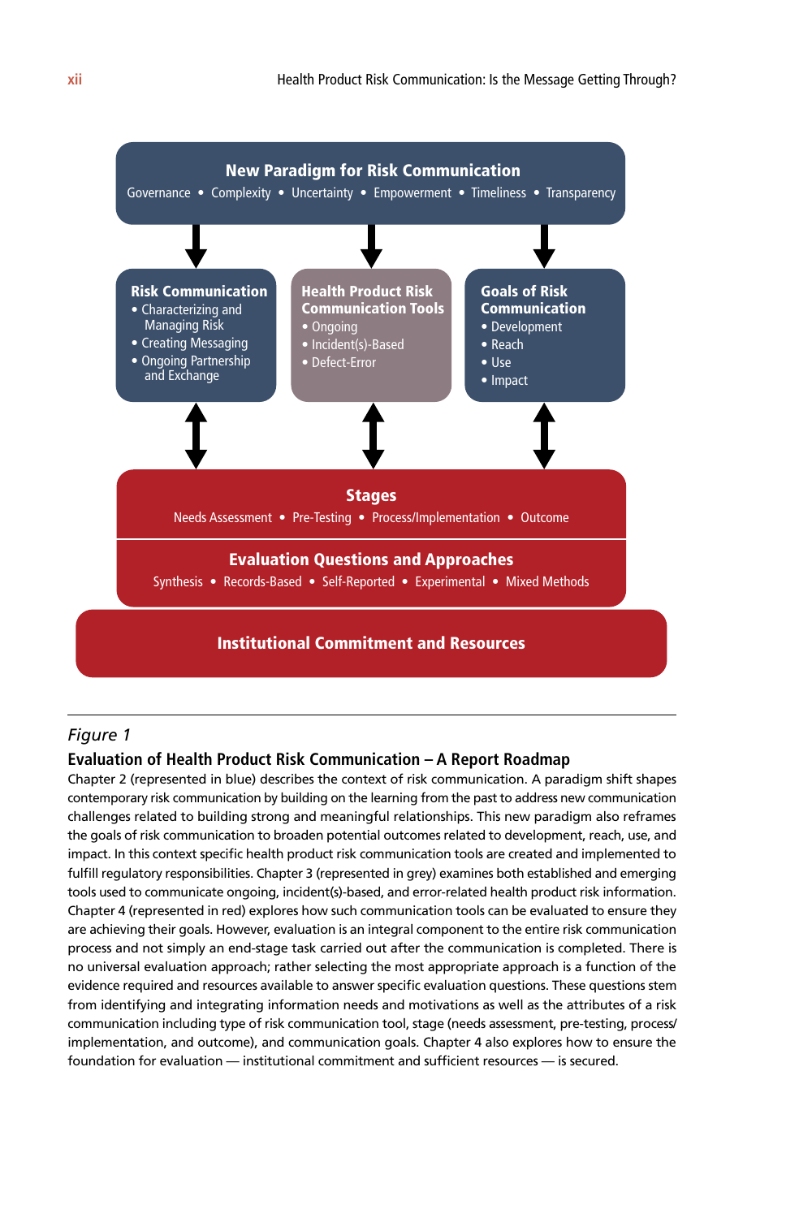**New Paradigm for Risk Communication**

Governance • Complexity • Uncertainty • Empowerment • Timeliness • Transparency

**Risk Communication**
- Characterizing and Managing Risk
- Creating Messaging
- Ongoing Partnership and Exchange

**Health Product Risk Communication Tools**
- Ongoing
- Incident(s)-Based
- Defect-Error

**Goals of Risk Communication**
- Development
- Reach
- Use
- Impact

**Stages**

Needs Assessment • Pre-Testing • Process/Implementation • Outcome

**Evaluation Questions and Approaches**

Synthesis • Records-Based • Self-Reported • Experimental • Mixed Methods

**Institutional Commitment and Resources**

*Figure 1*

**Evaluation of Health Product Risk Communication – A Report Roadmap**

Chapter 2 (represented in blue) describes the context of risk communication. A paradigm shift shapes contemporary risk communication by building on the learning from the past to address new communication challenges related to building strong and meaningful relationships. This new paradigm also reframes the goals of risk communication to broaden potential outcomes related to development, reach, use, and impact. In this context specific health product risk communication tools are created and implemented to fulfill regulatory responsibilities. Chapter 3 (represented in grey) examines both established and emerging tools used to communicate ongoing, incident(s)-based, and error-related health product risk information. Chapter 4 (represented in red) explores how such communication tools can be evaluated to ensure they are achieving their goals. However, evaluation is an integral component to the entire risk communication process and not simply an end-stage task carried out after the communication is completed. There is no universal evaluation approach; rather selecting the most appropriate approach is a function of the evidence required and resources available to answer specific evaluation questions. These questions stem from identifying and integrating information needs and motivations as well as the attributes of a risk communication including type of risk communication tool, stage (needs assessment, pre-testing, process/implementation, and outcome), and communication goals. Chapter 4 also explores how to ensure the foundation for evaluation — institutional commitment and sufficient resources — is secured.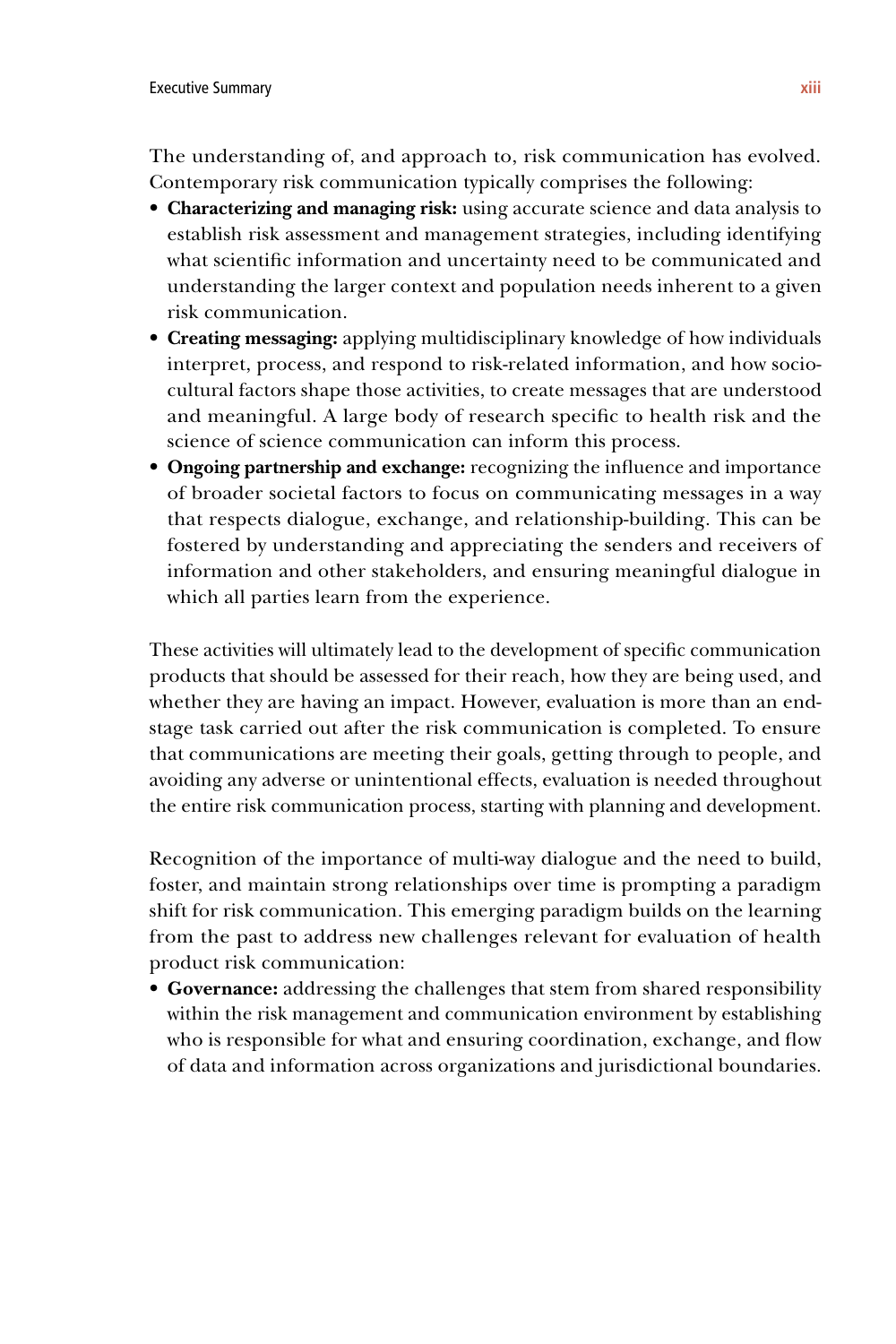The understanding of, and approach to, risk communication has evolved. Contemporary risk communication typically comprises the following:

- **Characterizing and managing risk:** using accurate science and data analysis to establish risk assessment and management strategies, including identifying what scientific information and uncertainty need to be communicated and understanding the larger context and population needs inherent to a given risk communication.
- **Creating messaging:** applying multidisciplinary knowledge of how individuals interpret, process, and respond to risk-related information, and how socio-cultural factors shape those activities, to create messages that are understood and meaningful. A large body of research specific to health risk and the science of science communication can inform this process.
- **Ongoing partnership and exchange:** recognizing the influence and importance of broader societal factors to focus on communicating messages in a way that respects dialogue, exchange, and relationship-building. This can be fostered by understanding and appreciating the senders and receivers of information and other stakeholders, and ensuring meaningful dialogue in which all parties learn from the experience.

These activities will ultimately lead to the development of specific communication products that should be assessed for their reach, how they are being used, and whether they are having an impact. However, evaluation is more than an end-stage task carried out after the risk communication is completed. To ensure that communications are meeting their goals, getting through to people, and avoiding any adverse or unintentional effects, evaluation is needed throughout the entire risk communication process, starting with planning and development.

Recognition of the importance of multi-way dialogue and the need to build, foster, and maintain strong relationships over time is prompting a paradigm shift for risk communication. This emerging paradigm builds on the learning from the past to address new challenges relevant for evaluation of health product risk communication:

- **Governance:** addressing the challenges that stem from shared responsibility within the risk management and communication environment by establishing who is responsible for what and ensuring coordination, exchange, and flow of data and information across organizations and jurisdictional boundaries.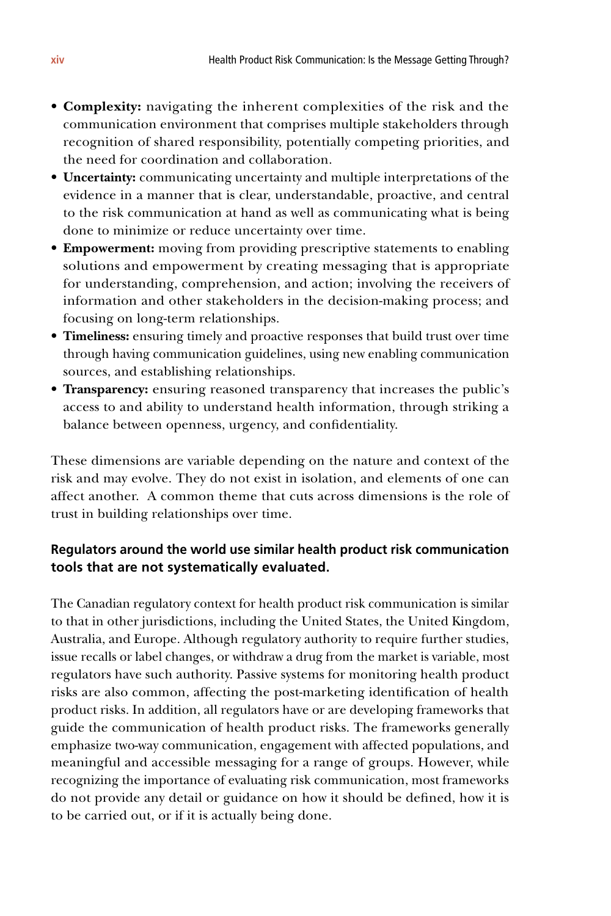- **Complexity:** navigating the inherent complexities of the risk and the communication environment that comprises multiple stakeholders through recognition of shared responsibility, potentially competing priorities, and the need for coordination and collaboration.
- **Uncertainty:** communicating uncertainty and multiple interpretations of the evidence in a manner that is clear, understandable, proactive, and central to the risk communication at hand as well as communicating what is being done to minimize or reduce uncertainty over time.
- **Empowerment:** moving from providing prescriptive statements to enabling solutions and empowerment by creating messaging that is appropriate for understanding, comprehension, and action; involving the receivers of information and other stakeholders in the decision-making process; and focusing on long-term relationships.
- **Timeliness:** ensuring timely and proactive responses that build trust over time through having communication guidelines, using new enabling communication sources, and establishing relationships.
- **Transparency:** ensuring reasoned transparency that increases the public's access to and ability to understand health information, through striking a balance between openness, urgency, and confidentiality.

These dimensions are variable depending on the nature and context of the risk and may evolve. They do not exist in isolation, and elements of one can affect another. A common theme that cuts across dimensions is the role of trust in building relationships over time.

### Regulators around the world use similar health product risk communication tools that are not systematically evaluated.

The Canadian regulatory context for health product risk communication is similar to that in other jurisdictions, including the United States, the United Kingdom, Australia, and Europe. Although regulatory authority to require further studies, issue recalls or label changes, or withdraw a drug from the market is variable, most regulators have such authority. Passive systems for monitoring health product risks are also common, affecting the post-marketing identification of health product risks. In addition, all regulators have or are developing frameworks that guide the communication of health product risks. The frameworks generally emphasize two-way communication, engagement with affected populations, and meaningful and accessible messaging for a range of groups. However, while recognizing the importance of evaluating risk communication, most frameworks do not provide any detail or guidance on how it should be defined, how it is to be carried out, or if it is actually being done.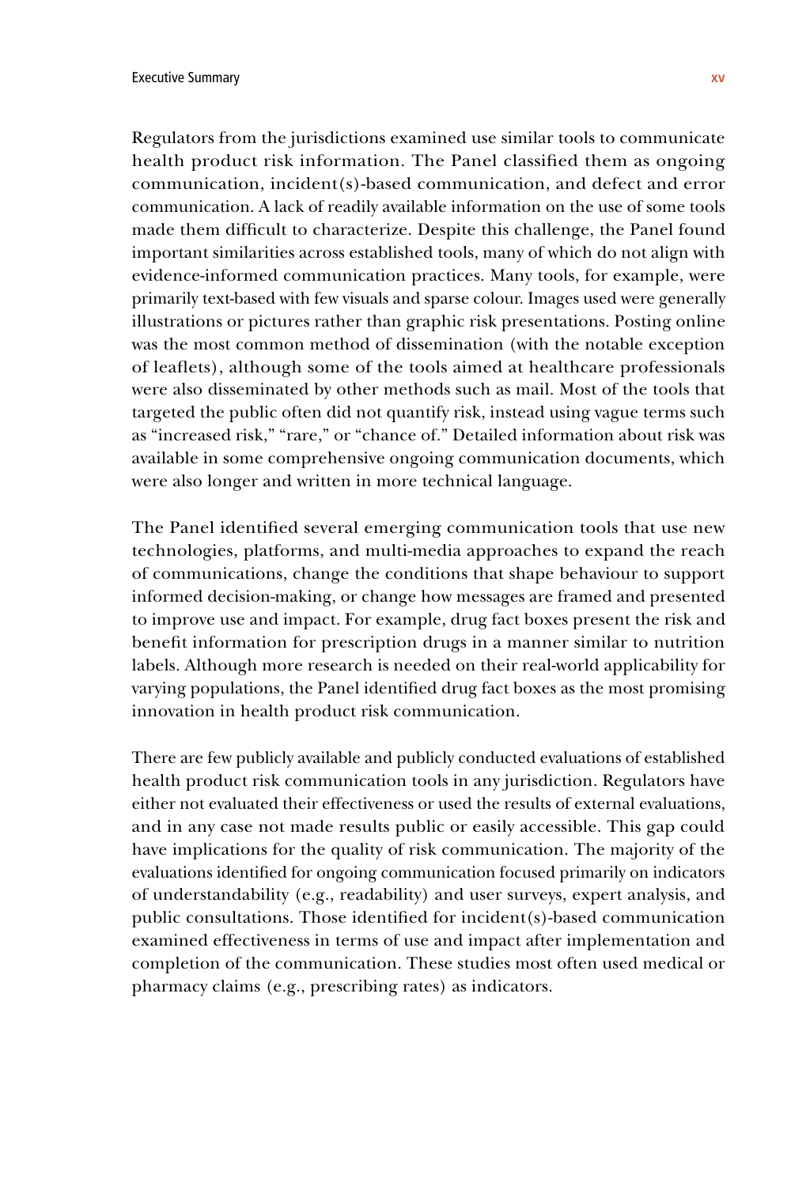Regulators from the jurisdictions examined use similar tools to communicate health product risk information. The Panel classified them as ongoing communication, incident(s)-based communication, and defect and error communication. A lack of readily available information on the use of some tools made them difficult to characterize. Despite this challenge, the Panel found important similarities across established tools, many of which do not align with evidence-informed communication practices. Many tools, for example, were primarily text-based with few visuals and sparse colour. Images used were generally illustrations or pictures rather than graphic risk presentations. Posting online was the most common method of dissemination (with the notable exception of leaflets), although some of the tools aimed at healthcare professionals were also disseminated by other methods such as mail. Most of the tools that targeted the public often did not quantify risk, instead using vague terms such as "increased risk," "rare," or "chance of." Detailed information about risk was available in some comprehensive ongoing communication documents, which were also longer and written in more technical language.

The Panel identified several emerging communication tools that use new technologies, platforms, and multi-media approaches to expand the reach of communications, change the conditions that shape behaviour to support informed decision-making, or change how messages are framed and presented to improve use and impact. For example, drug fact boxes present the risk and benefit information for prescription drugs in a manner similar to nutrition labels. Although more research is needed on their real-world applicability for varying populations, the Panel identified drug fact boxes as the most promising innovation in health product risk communication.

There are few publicly available and publicly conducted evaluations of established health product risk communication tools in any jurisdiction. Regulators have either not evaluated their effectiveness or used the results of external evaluations, and in any case not made results public or easily accessible. This gap could have implications for the quality of risk communication. The majority of the evaluations identified for ongoing communication focused primarily on indicators of understandability (e.g., readability) and user surveys, expert analysis, and public consultations. Those identified for incident(s)-based communication examined effectiveness in terms of use and impact after implementation and completion of the communication. These studies most often used medical or pharmacy claims (e.g., prescribing rates) as indicators.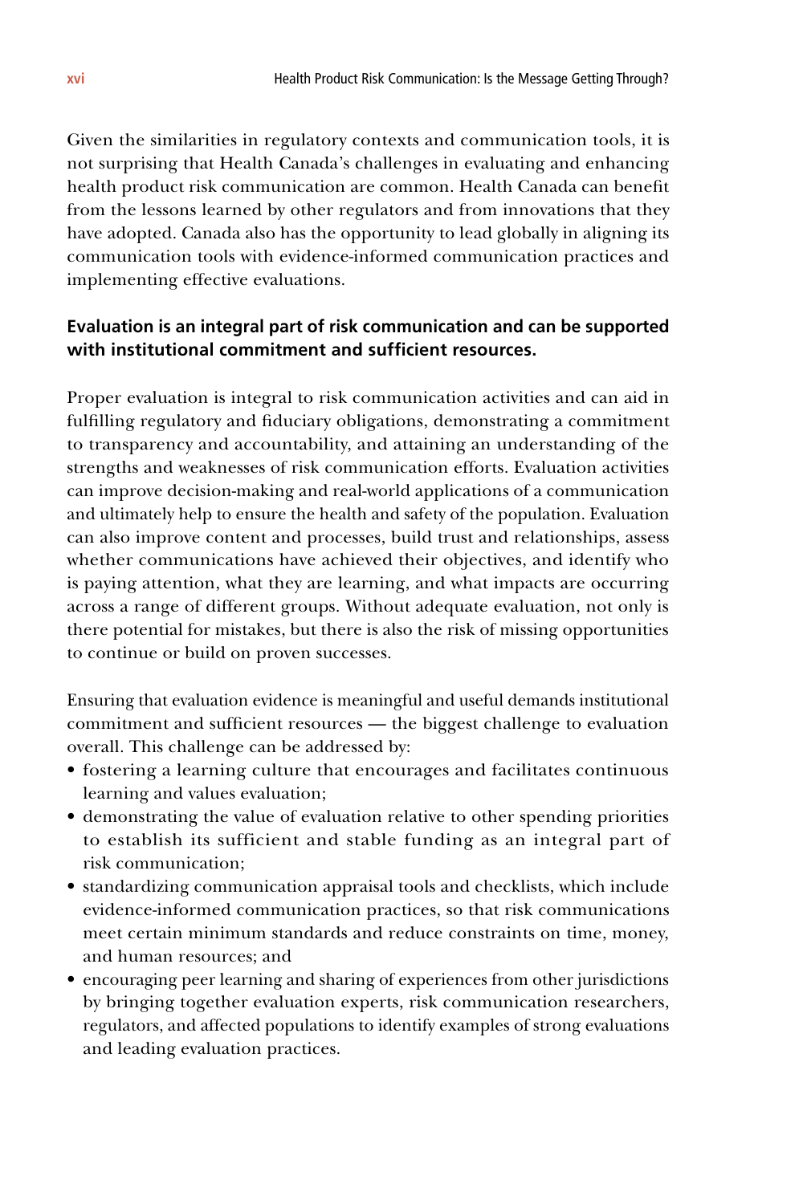Given the similarities in regulatory contexts and communication tools, it is not surprising that Health Canada's challenges in evaluating and enhancing health product risk communication are common. Health Canada can benefit from the lessons learned by other regulators and from innovations that they have adopted. Canada also has the opportunity to lead globally in aligning its communication tools with evidence-informed communication practices and implementing effective evaluations.

**Evaluation is an integral part of risk communication and can be supported with institutional commitment and sufficient resources.**

Proper evaluation is integral to risk communication activities and can aid in fulfilling regulatory and fiduciary obligations, demonstrating a commitment to transparency and accountability, and attaining an understanding of the strengths and weaknesses of risk communication efforts. Evaluation activities can improve decision-making and real-world applications of a communication and ultimately help to ensure the health and safety of the population. Evaluation can also improve content and processes, build trust and relationships, assess whether communications have achieved their objectives, and identify who is paying attention, what they are learning, and what impacts are occurring across a range of different groups. Without adequate evaluation, not only is there potential for mistakes, but there is also the risk of missing opportunities to continue or build on proven successes.

Ensuring that evaluation evidence is meaningful and useful demands institutional commitment and sufficient resources — the biggest challenge to evaluation overall. This challenge can be addressed by:

- fostering a learning culture that encourages and facilitates continuous learning and values evaluation;
- demonstrating the value of evaluation relative to other spending priorities to establish its sufficient and stable funding as an integral part of risk communication;
- standardizing communication appraisal tools and checklists, which include evidence-informed communication practices, so that risk communications meet certain minimum standards and reduce constraints on time, money, and human resources; and
- encouraging peer learning and sharing of experiences from other jurisdictions by bringing together evaluation experts, risk communication researchers, regulators, and affected populations to identify examples of strong evaluations and leading evaluation practices.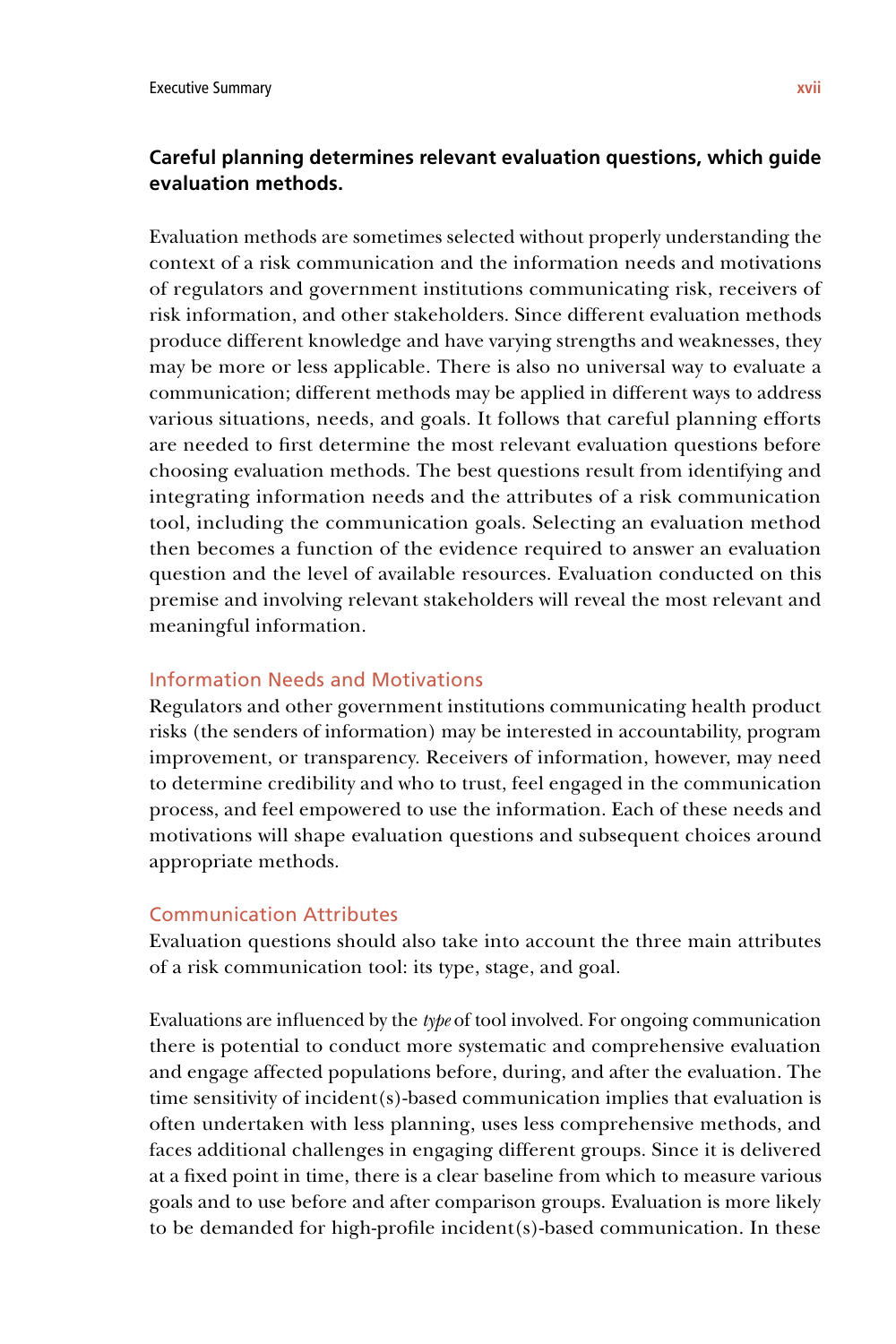**Careful planning determines relevant evaluation questions, which guide evaluation methods.**

Evaluation methods are sometimes selected without properly understanding the context of a risk communication and the information needs and motivations of regulators and government institutions communicating risk, receivers of risk information, and other stakeholders. Since different evaluation methods produce different knowledge and have varying strengths and weaknesses, they may be more or less applicable. There is also no universal way to evaluate a communication; different methods may be applied in different ways to address various situations, needs, and goals. It follows that careful planning efforts are needed to first determine the most relevant evaluation questions before choosing evaluation methods. The best questions result from identifying and integrating information needs and the attributes of a risk communication tool, including the communication goals. Selecting an evaluation method then becomes a function of the evidence required to answer an evaluation question and the level of available resources. Evaluation conducted on this premise and involving relevant stakeholders will reveal the most relevant and meaningful information.

### Information Needs and Motivations

Regulators and other government institutions communicating health product risks (the senders of information) may be interested in accountability, program improvement, or transparency. Receivers of information, however, may need to determine credibility and who to trust, feel engaged in the communication process, and feel empowered to use the information. Each of these needs and motivations will shape evaluation questions and subsequent choices around appropriate methods.

### Communication Attributes

Evaluation questions should also take into account the three main attributes of a risk communication tool: its type, stage, and goal.

Evaluations are influenced by the *type* of tool involved. For ongoing communication there is potential to conduct more systematic and comprehensive evaluation and engage affected populations before, during, and after the evaluation. The time sensitivity of incident(s)-based communication implies that evaluation is often undertaken with less planning, uses less comprehensive methods, and faces additional challenges in engaging different groups. Since it is delivered at a fixed point in time, there is a clear baseline from which to measure various goals and to use before and after comparison groups. Evaluation is more likely to be demanded for high-profile incident(s)-based communication. In these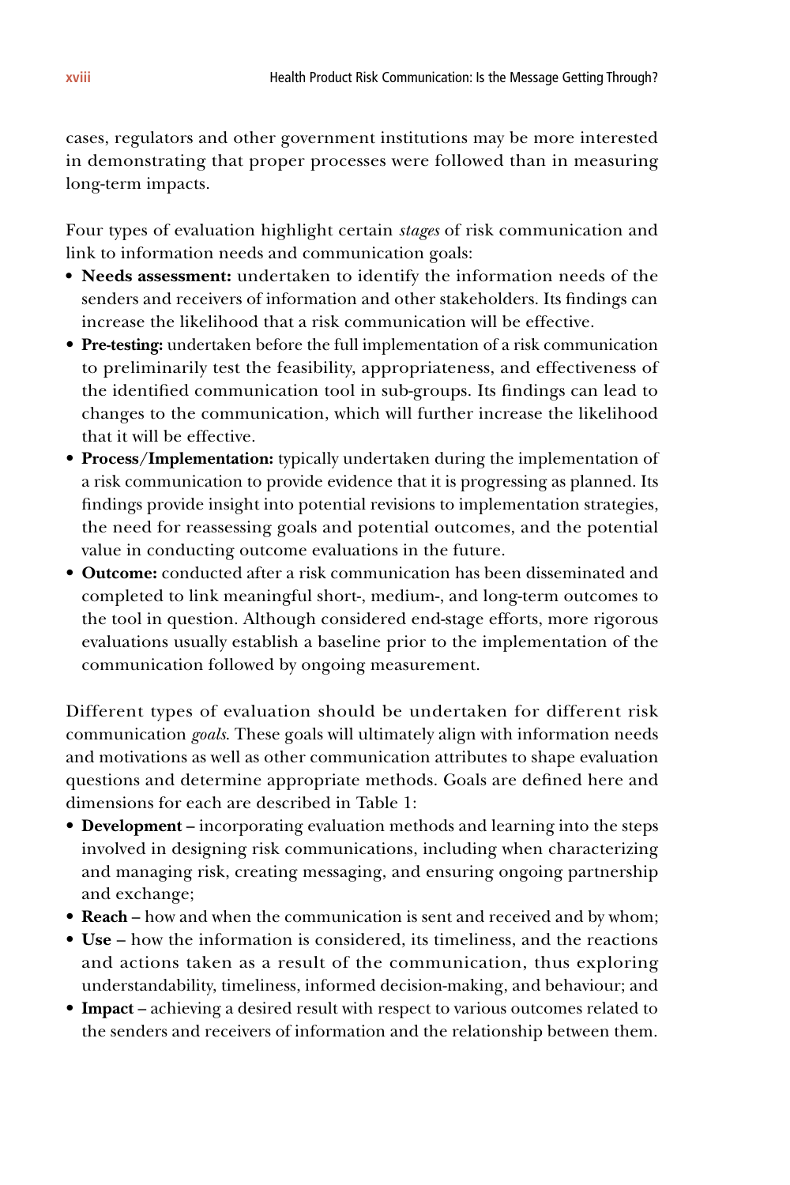cases, regulators and other government institutions may be more interested in demonstrating that proper processes were followed than in measuring long-term impacts.

Four types of evaluation highlight certain *stages* of risk communication and link to information needs and communication goals:

- **Needs assessment:** undertaken to identify the information needs of the senders and receivers of information and other stakeholders. Its findings can increase the likelihood that a risk communication will be effective.
- **Pre-testing:** undertaken before the full implementation of a risk communication to preliminarily test the feasibility, appropriateness, and effectiveness of the identified communication tool in sub-groups. Its findings can lead to changes to the communication, which will further increase the likelihood that it will be effective.
- **Process/Implementation:** typically undertaken during the implementation of a risk communication to provide evidence that it is progressing as planned. Its findings provide insight into potential revisions to implementation strategies, the need for reassessing goals and potential outcomes, and the potential value in conducting outcome evaluations in the future.
- **Outcome:** conducted after a risk communication has been disseminated and completed to link meaningful short-, medium-, and long-term outcomes to the tool in question. Although considered end-stage efforts, more rigorous evaluations usually establish a baseline prior to the implementation of the communication followed by ongoing measurement.

Different types of evaluation should be undertaken for different risk communication *goals*. These goals will ultimately align with information needs and motivations as well as other communication attributes to shape evaluation questions and determine appropriate methods. Goals are defined here and dimensions for each are described in Table 1:

- **Development** – incorporating evaluation methods and learning into the steps involved in designing risk communications, including when characterizing and managing risk, creating messaging, and ensuring ongoing partnership and exchange;
- **Reach** – how and when the communication is sent and received and by whom;
- **Use** – how the information is considered, its timeliness, and the reactions and actions taken as a result of the communication, thus exploring understandability, timeliness, informed decision-making, and behaviour; and
- **Impact** – achieving a desired result with respect to various outcomes related to the senders and receivers of information and the relationship between them.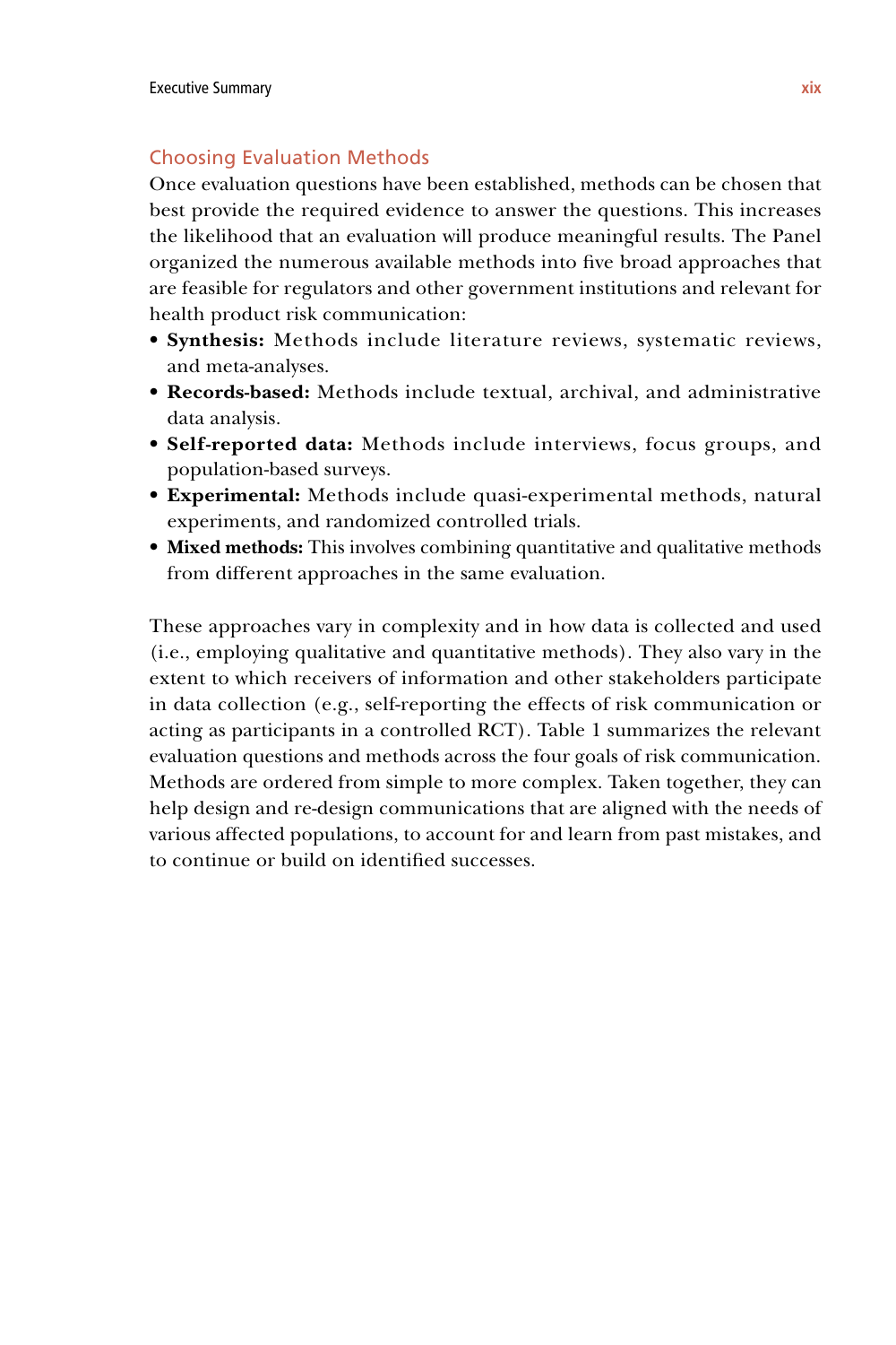### Choosing Evaluation Methods

Once evaluation questions have been established, methods can be chosen that best provide the required evidence to answer the questions. This increases the likelihood that an evaluation will produce meaningful results. The Panel organized the numerous available methods into five broad approaches that are feasible for regulators and other government institutions and relevant for health product risk communication:

- **Synthesis:** Methods include literature reviews, systematic reviews, and meta-analyses.
- **Records-based:** Methods include textual, archival, and administrative data analysis.
- **Self-reported data:** Methods include interviews, focus groups, and population-based surveys.
- **Experimental:** Methods include quasi-experimental methods, natural experiments, and randomized controlled trials.
- **Mixed methods:** This involves combining quantitative and qualitative methods from different approaches in the same evaluation.

These approaches vary in complexity and in how data is collected and used (i.e., employing qualitative and quantitative methods). They also vary in the extent to which receivers of information and other stakeholders participate in data collection (e.g., self-reporting the effects of risk communication or acting as participants in a controlled RCT). Table 1 summarizes the relevant evaluation questions and methods across the four goals of risk communication. Methods are ordered from simple to more complex. Taken together, they can help design and re-design communications that are aligned with the needs of various affected populations, to account for and learn from past mistakes, and to continue or build on identified successes.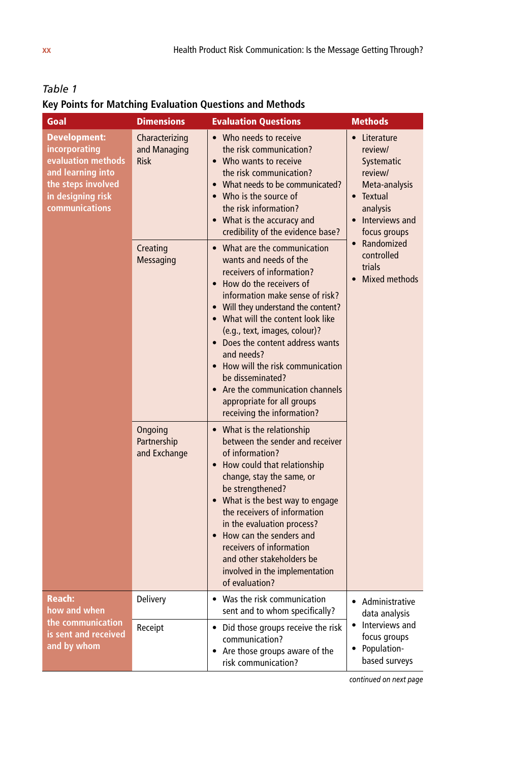*Table 1*

**Key Points for Matching Evaluation Questions and Methods**

| Goal | Dimensions | Evaluation Questions | Methods |
|---|---|---|---|
| **Development: incorporating evaluation methods and learning into the steps involved in designing risk communications** | Characterizing and Managing Risk | • Who needs to receive the risk communication?<br>• Who wants to receive the risk communication?<br>• What needs to be communicated?<br>• Who is the source of the risk information?<br>• What is the accuracy and credibility of the evidence base? | • Literature review/ Systematic review/ Meta-analysis<br>• Textual analysis<br>• Interviews and focus groups<br>• Randomized controlled trials<br>• Mixed methods |
| | Creating Messaging | • What are the communication wants and needs of the receivers of information?<br>• How do the receivers of information make sense of risk?<br>• Will they understand the content?<br>• What will the content look like (e.g., text, images, colour)?<br>• Does the content address wants and needs?<br>• How will the risk communication be disseminated?<br>• Are the communication channels appropriate for all groups receiving the information? | |
| | Ongoing Partnership and Exchange | • What is the relationship between the sender and receiver of information?<br>• How could that relationship change, stay the same, or be strengthened?<br>• What is the best way to engage the receivers of information in the evaluation process?<br>• How can the senders and receivers of information and other stakeholders be involved in the implementation of evaluation? | |
| **Reach: how and when the communication is sent and received and by whom** | Delivery | • Was the risk communication sent and to whom specifically? | • Administrative data analysis<br>• Interviews and focus groups<br>• Population-based surveys |
| | Receipt | • Did those groups receive the risk communication?<br>• Are those groups aware of the risk communication? | |

*continued on next page*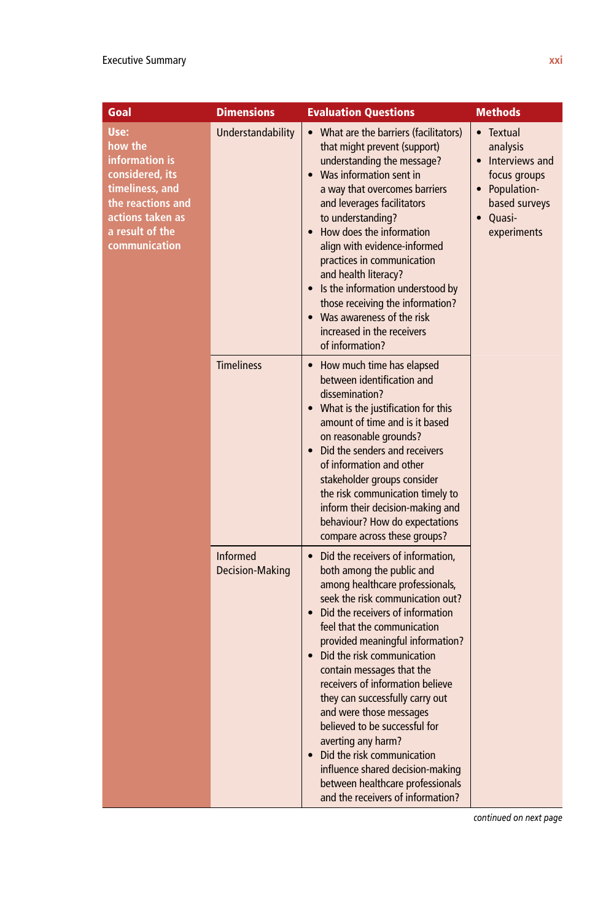| Goal | Dimensions | Evaluation Questions | Methods |
|---|---|---|---|
| **Use: how the information is considered, its timeliness, and the reactions and actions taken as a result of the communication** | Understandability | • What are the barriers (facilitators) that might prevent (support) understanding the message?<br>• Was information sent in a way that overcomes barriers and leverages facilitators to understanding?<br>• How does the information align with evidence-informed practices in communication and health literacy?<br>• Is the information understood by those receiving the information?<br>• Was awareness of the risk increased in the receivers of information? | • Textual analysis<br>• Interviews and focus groups<br>• Population-based surveys<br>• Quasi-experiments |
| | Timeliness | • How much time has elapsed between identification and dissemination?<br>• What is the justification for this amount of time and is it based on reasonable grounds?<br>• Did the senders and receivers of information and other stakeholder groups consider the risk communication timely to inform their decision-making and behaviour? How do expectations compare across these groups? | |
| | Informed Decision-Making | • Did the receivers of information, both among the public and among healthcare professionals, seek the risk communication out?<br>• Did the receivers of information feel that the communication provided meaningful information?<br>• Did the risk communication contain messages that the receivers of information believe they can successfully carry out and were those messages believed to be successful for averting any harm?<br>• Did the risk communication influence shared decision-making between healthcare professionals and the receivers of information? | |

*continued on next page*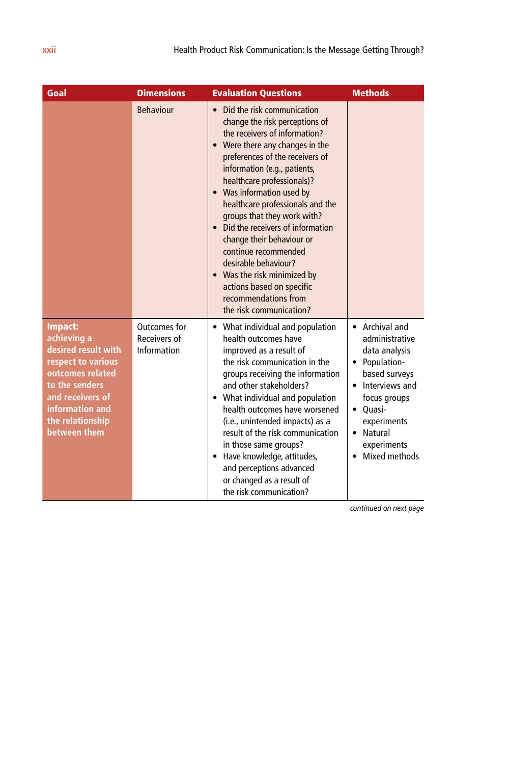| Goal | Dimensions | Evaluation Questions | Methods |
|---|---|---|---|
| | Behaviour | • Did the risk communication change the risk perceptions of the receivers of information?<br>• Were there any changes in the preferences of the receivers of information (e.g., patients, healthcare professionals)?<br>• Was information used by healthcare professionals and the groups that they work with?<br>• Did the receivers of information change their behaviour or continue recommended desirable behaviour?<br>• Was the risk minimized by actions based on specific recommendations from the risk communication? | |
| **Impact: achieving a desired result with respect to various outcomes related to the senders and receivers of information and the relationship between them** | Outcomes for Receivers of Information | • What individual and population health outcomes have improved as a result of the risk communication in the groups receiving the information and other stakeholders?<br>• What individual and population health outcomes have worsened (i.e., unintended impacts) as a result of the risk communication in those same groups?<br>• Have knowledge, attitudes, and perceptions advanced or changed as a result of the risk communication? | • Archival and administrative data analysis<br>• Population-based surveys<br>• Interviews and focus groups<br>• Quasi-experiments<br>• Natural experiments<br>• Mixed methods |

*continued on next page*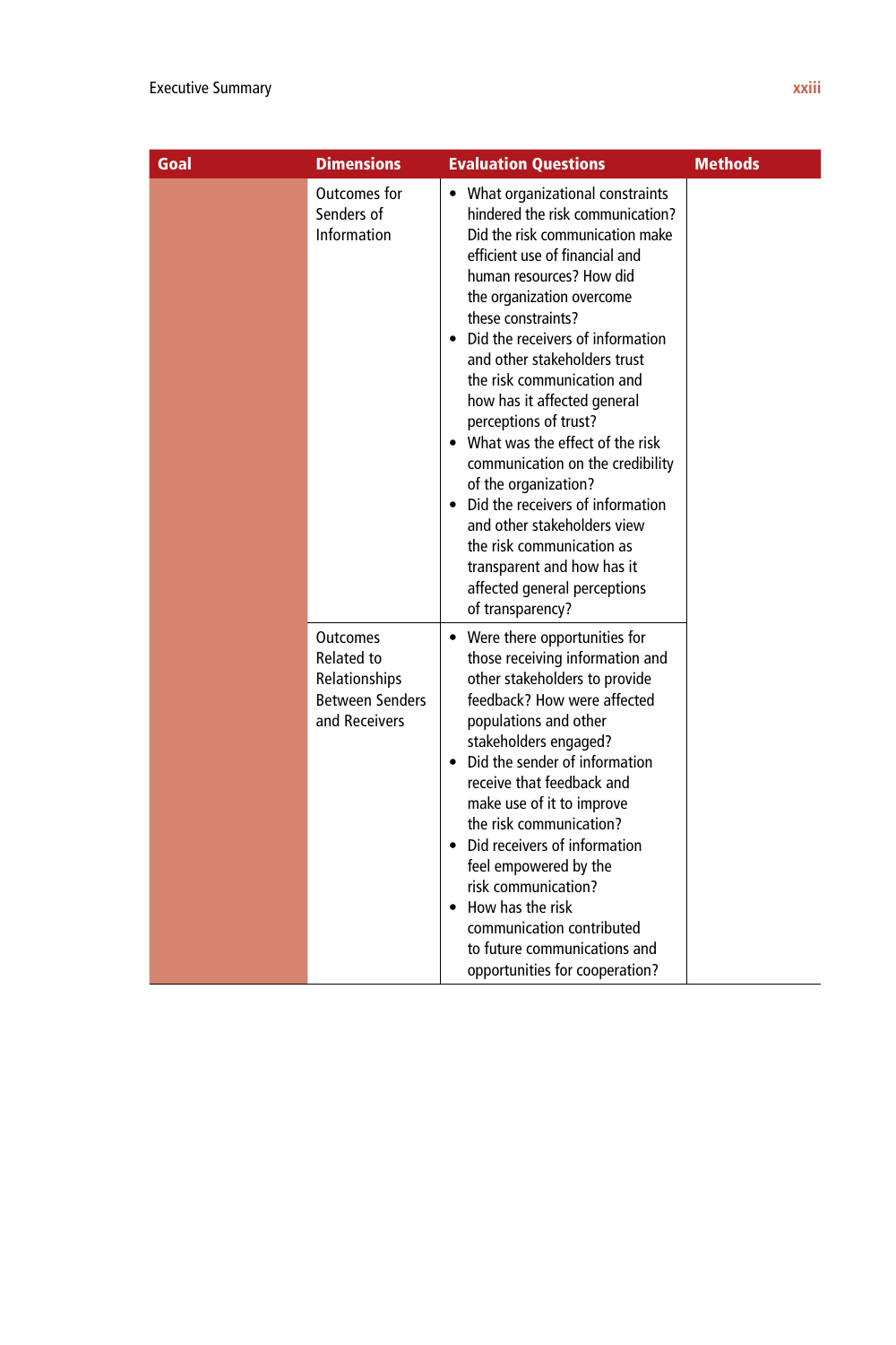| Goal | Dimensions | Evaluation Questions | Methods |
|---|---|---|---|
| | Outcomes for Senders of Information | • What organizational constraints hindered the risk communication? Did the risk communication make efficient use of financial and human resources? How did the organization overcome these constraints?<br>• Did the receivers of information and other stakeholders trust the risk communication and how has it affected general perceptions of trust?<br>• What was the effect of the risk communication on the credibility of the organization?<br>• Did the receivers of information and other stakeholders view the risk communication as transparent and how has it affected general perceptions of transparency? | |
| | Outcomes Related to Relationships Between Senders and Receivers | • Were there opportunities for those receiving information and other stakeholders to provide feedback? How were affected populations and other stakeholders engaged?<br>• Did the sender of information receive that feedback and make use of it to improve the risk communication?<br>• Did receivers of information feel empowered by the risk communication?<br>• How has the risk communication contributed to future communications and opportunities for cooperation? | |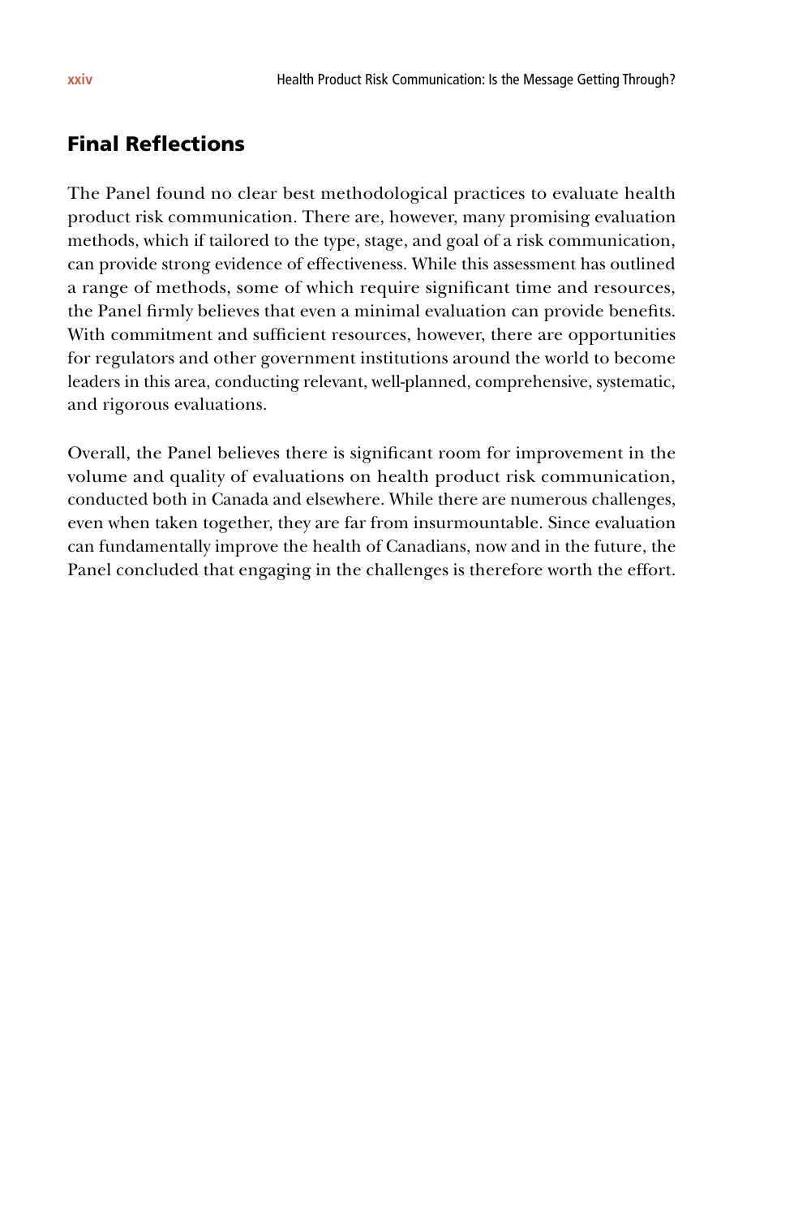## Final Reflections

The Panel found no clear best methodological practices to evaluate health product risk communication. There are, however, many promising evaluation methods, which if tailored to the type, stage, and goal of a risk communication, can provide strong evidence of effectiveness. While this assessment has outlined a range of methods, some of which require significant time and resources, the Panel firmly believes that even a minimal evaluation can provide benefits. With commitment and sufficient resources, however, there are opportunities for regulators and other government institutions around the world to become leaders in this area, conducting relevant, well-planned, comprehensive, systematic, and rigorous evaluations.

Overall, the Panel believes there is significant room for improvement in the volume and quality of evaluations on health product risk communication, conducted both in Canada and elsewhere. While there are numerous challenges, even when taken together, they are far from insurmountable. Since evaluation can fundamentally improve the health of Canadians, now and in the future, the Panel concluded that engaging in the challenges is therefore worth the effort.